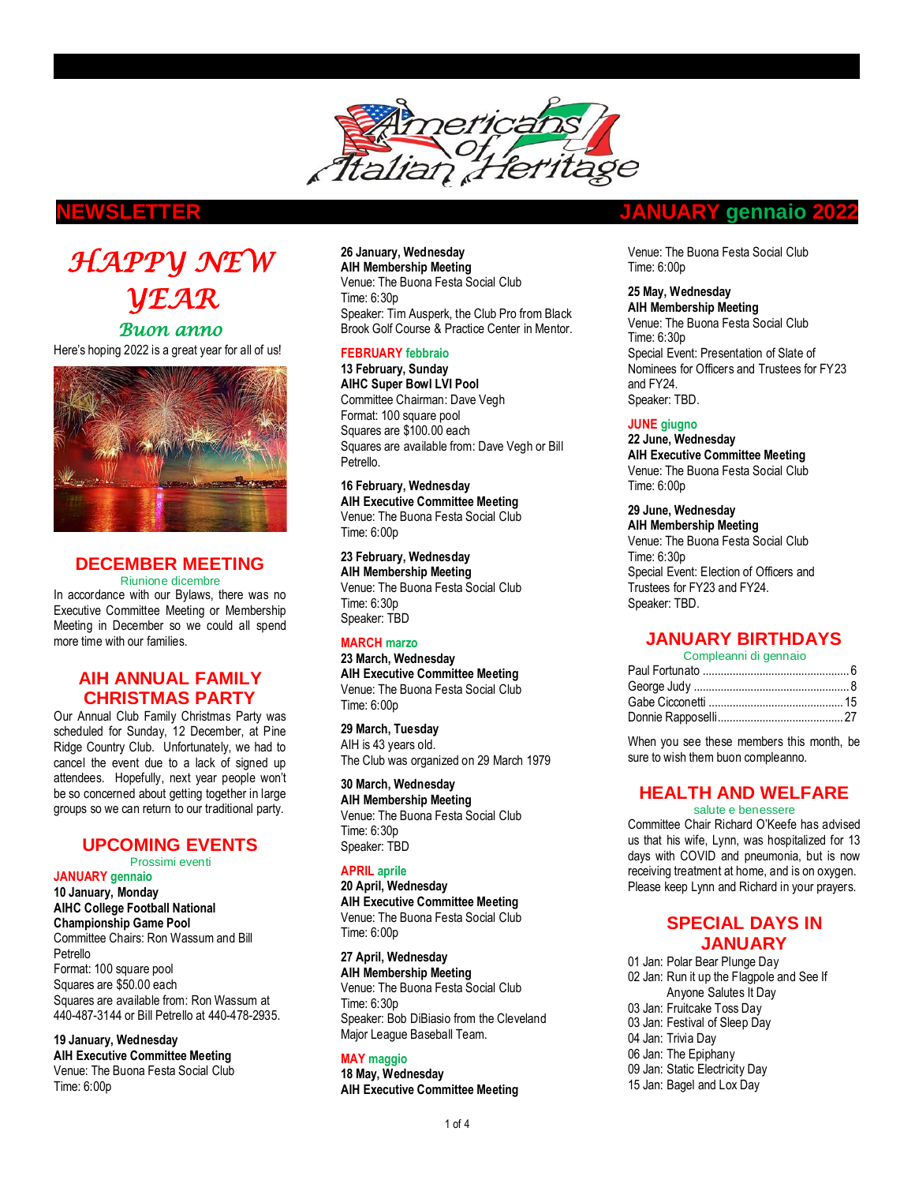# Americans of Italian Heritage

## NEWSLETTER — JANUARY gennaio 2022

# *HAPPY NEW YEAR*

## *Buon anno*

Here's hoping 2022 is a great year for all of us!

## DECEMBER MEETING

Riunione dicembre

In accordance with our Bylaws, there was no Executive Committee Meeting or Membership Meeting in December so we could all spend more time with our families.

## AIH ANNUAL FAMILY CHRISTMAS PARTY

Our Annual Club Family Christmas Party was scheduled for Sunday, 12 December, at Pine Ridge Country Club. Unfortunately, we had to cancel the event due to a lack of signed up attendees. Hopefully, next year people won't be so concerned about getting together in large groups so we can return to our traditional party.

## UPCOMING EVENTS

Prossimi eventi

### JANUARY gennaio

**10 January, Monday**
**AIHC College Football National Championship Game Pool**
Committee Chairs: Ron Wassum and Bill Petrello
Format: 100 square pool
Squares are $50.00 each
Squares are available from: Ron Wassum at 440-487-3144 or Bill Petrello at 440-478-2935.

**19 January, Wednesday**
**AIH Executive Committee Meeting**
Venue: The Buona Festa Social Club
Time: 6:00p

**26 January, Wednesday**
**AIH Membership Meeting**
Venue: The Buona Festa Social Club
Time: 6:30p
Speaker: Tim Ausperk, the Club Pro from Black Brook Golf Course & Practice Center in Mentor.

### FEBRUARY febbraio

**13 February, Sunday**
**AIHC Super Bowl LVI Pool**
Committee Chairman: Dave Vegh
Format: 100 square pool
Squares are $100.00 each
Squares are available from: Dave Vegh or Bill Petrello.

**16 February, Wednesday**
**AIH Executive Committee Meeting**
Venue: The Buona Festa Social Club
Time: 6:00p

**23 February, Wednesday**
**AIH Membership Meeting**
Venue: The Buona Festa Social Club
Time: 6:30p
Speaker: TBD

### MARCH marzo

**23 March, Wednesday**
**AIH Executive Committee Meeting**
Venue: The Buona Festa Social Club
Time: 6:00p

**29 March, Tuesday**
AIH is 43 years old.
The Club was organized on 29 March 1979

**30 March, Wednesday**
**AIH Membership Meeting**
Venue: The Buona Festa Social Club
Time: 6:30p
Speaker: TBD

### APRIL aprile

**20 April, Wednesday**
**AIH Executive Committee Meeting**
Venue: The Buona Festa Social Club
Time: 6:00p

**27 April, Wednesday**
**AIH Membership Meeting**
Venue: The Buona Festa Social Club
Time: 6:30p
Speaker: Bob DiBiasio from the Cleveland Major League Baseball Team.

### MAY maggio

**18 May, Wednesday**
**AIH Executive Committee Meeting**
Venue: The Buona Festa Social Club
Time: 6:00p

**25 May, Wednesday**
**AIH Membership Meeting**
Venue: The Buona Festa Social Club
Time: 6:30p
Special Event: Presentation of Slate of Nominees for Officers and Trustees for FY23 and FY24.
Speaker: TBD.

### JUNE giugno

**22 June, Wednesday**
**AIH Executive Committee Meeting**
Venue: The Buona Festa Social Club
Time: 6:00p

**29 June, Wednesday**
**AIH Membership Meeting**
Venue: The Buona Festa Social Club
Time: 6:30p
Special Event: Election of Officers and Trustees for FY23 and FY24.
Speaker: TBD.

## JANUARY BIRTHDAYS

Compleanni di gennaio

| Name | Day |
|---|---|
| Paul Fortunato | 6 |
| George Judy | 8 |
| Gabe Cicconetti | 15 |
| Donnie Rapposelli | 27 |

When you see these members this month, be sure to wish them buon compleanno.

## HEALTH AND WELFARE

salute e benessere

Committee Chair Richard O'Keefe has advised us that his wife, Lynn, was hospitalized for 13 days with COVID and pneumonia, but is now receiving treatment at home, and is on oxygen. Please keep Lynn and Richard in your prayers.

## SPECIAL DAYS IN JANUARY

- 01 Jan: Polar Bear Plunge Day
- 02 Jan: Run it up the Flagpole and See If Anyone Salutes It Day
- 03 Jan: Fruitcake Toss Day
- 03 Jan: Festival of Sleep Day
- 04 Jan: Trivia Day
- 06 Jan: The Epiphany
- 09 Jan: Static Electricity Day
- 15 Jan: Bagel and Lox Day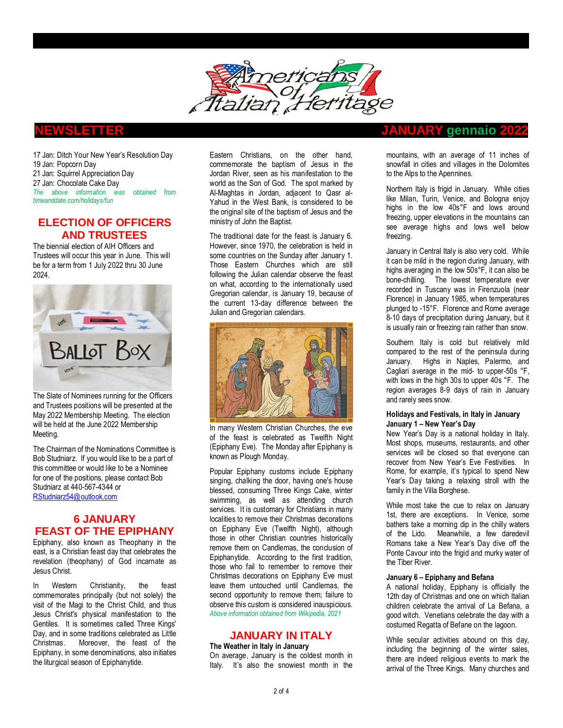NEWSLETTER JANUARY gennaio 2022

17 Jan: Ditch Your New Year's Resolution Day
19 Jan: Popcorn Day
21 Jan: Squirrel Appreciation Day
27 Jan: Chocolate Cake Day
*The above information was obtained from timeanddate.com/holidays/fun*

## ELECTION OF OFFICERS AND TRUSTEES

The biennial election of AIH Officers and Trustees will occur this year in June. This will be for a term from 1 July 2022 thru 30 June 2024.

The Slate of Nominees running for the Officers and Trustees positions will be presented at the May 2022 Membership Meeting. The election will be held at the June 2022 Membership Meeting.

The Chairman of the Nominations Committee is Bob Studniarz. If you would like to be a part of this committee or would like to be a Nominee for one of the positions, please contact Bob Studniarz at 440-567-4344 or RStudniarz54@outlook.com

## 6 JANUARY FEAST OF THE EPIPHANY

Epiphany, also known as Theophany in the east, is a Christian feast day that celebrates the revelation (theophany) of God incarnate as Jesus Christ.

In Western Christianity, the feast commemorates principally (but not solely) the visit of the Magi to the Christ Child, and thus Jesus Christ's physical manifestation to the Gentiles. It is sometimes called Three Kings' Day, and in some traditions celebrated as Little Christmas. Moreover, the feast of the Epiphany, in some denominations, also initiates the liturgical season of Epiphanytide.

Eastern Christians, on the other hand, commemorate the baptism of Jesus in the Jordan River, seen as his manifestation to the world as the Son of God. The spot marked by Al-Maghtas in Jordan, adjacent to Qasr al-Yahud in the West Bank, is considered to be the original site of the baptism of Jesus and the ministry of John the Baptist.

The traditional date for the feast is January 6. However, since 1970, the celebration is held in some countries on the Sunday after January 1. Those Eastern Churches which are still following the Julian calendar observe the feast on what, according to the internationally used Gregorian calendar, is January 19, because of the current 13-day difference between the Julian and Gregorian calendars.

In many Western Christian Churches, the eve of the feast is celebrated as Twelfth Night (Epiphany Eve). The Monday after Epiphany is known as Plough Monday.

Popular Epiphany customs include Epiphany singing, chalking the door, having one's house blessed, consuming Three Kings Cake, winter swimming, as well as attending church services. It is customary for Christians in many localities to remove their Christmas decorations on Epiphany Eve (Twelfth Night), although those in other Christian countries historically remove them on Candlemas, the conclusion of Epiphanytide. According to the first tradition, those who fail to remember to remove their Christmas decorations on Epiphany Eve must leave them untouched until Candlemas, the second opportunity to remove them; failure to observe this custom is considered inauspicious.
*Above information obtained from Wikipedia, 2021*

## JANUARY IN ITALY

**The Weather in Italy in January**
On average, January is the coldest month in Italy. It's also the snowiest month in the mountains, with an average of 11 inches of snowfall in cities and villages in the Dolomites to the Alps to the Apennines.

Northern Italy is frigid in January. While cities like Milan, Turin, Venice, and Bologna enjoy highs in the low 40s°F and lows around freezing, upper elevations in the mountains can see average highs and lows well below freezing.

January in Central Italy is also very cold. While it can be mild in the region during January, with highs averaging in the low 50s°F, it can also be bone-chilling. The lowest temperature ever recorded in Tuscany was in Firenzuola (near Florence) in January 1985, when temperatures plunged to -15°F. Florence and Rome average 8-10 days of precipitation during January, but it is usually rain or freezing rain rather than snow.

Southern Italy is cold but relatively mild compared to the rest of the peninsula during January. Highs in Naples, Palermo, and Cagliari average in the mid- to upper-50s °F, with lows in the high 30s to upper 40s °F. The region averages 8-9 days of rain in January and rarely sees snow.

**Holidays and Festivals, in Italy in January**

**January 1 – New Year's Day**
New Year's Day is a national holiday in Italy. Most shops, museums, restaurants, and other services will be closed so that everyone can recover from New Year's Eve Festivities. In Rome, for example, it's typical to spend New Year's Day taking a relaxing stroll with the family in the Villa Borghese.

While most take the cue to relax on January 1st, there are exceptions. In Venice, some bathers take a morning dip in the chilly waters of the Lido. Meanwhile, a few daredevil Romans take a New Year's Day dive off the Ponte Cavour into the frigid and murky water of the Tiber River.

**January 6 – Epiphany and Befana**
A national holiday, Epiphany is officially the 12th day of Christmas and one on which Italian children celebrate the arrival of La Befana, a good witch. Venetians celebrate the day with a costumed Regatta of Befane on the lagoon.

While secular activities abound on this day, including the beginning of the winter sales, there are indeed religious events to mark the arrival of the Three Kings. Many churches and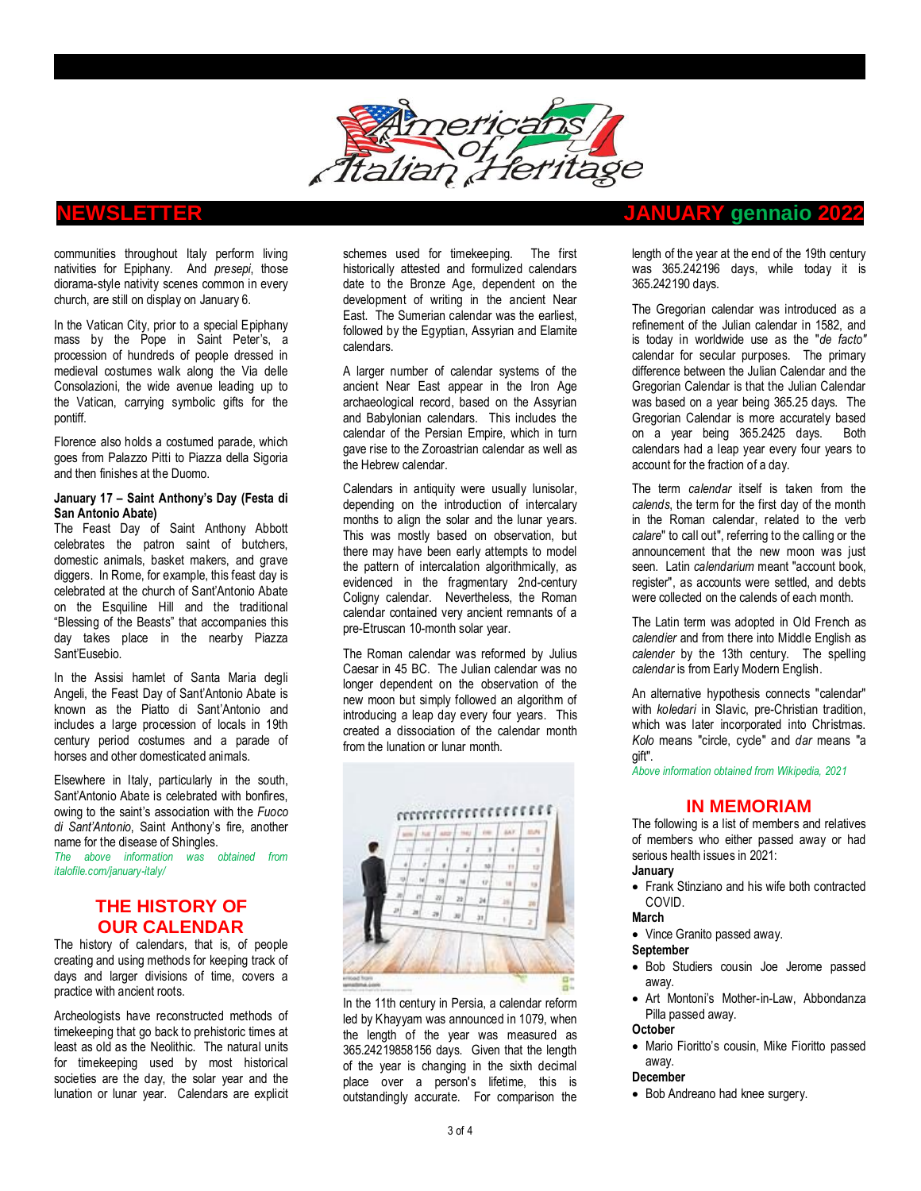communities throughout Italy perform living nativities for Epiphany. And *presepi*, those diorama-style nativity scenes common in every church, are still on display on January 6.

In the Vatican City, prior to a special Epiphany mass by the Pope in Saint Peter's, a procession of hundreds of people dressed in medieval costumes walk along the Via delle Consolazioni, the wide avenue leading up to the Vatican, carrying symbolic gifts for the pontiff.

Florence also holds a costumed parade, which goes from Palazzo Pitti to Piazza della Sigoria and then finishes at the Duomo.

**January 17 – Saint Anthony's Day (Festa di San Antonio Abate)**

The Feast Day of Saint Anthony Abbott celebrates the patron saint of butchers, domestic animals, basket makers, and grave diggers. In Rome, for example, this feast day is celebrated at the church of Sant'Antonio Abate on the Esquiline Hill and the traditional "Blessing of the Beasts" that accompanies this day takes place in the nearby Piazza Sant'Eusebio.

In the Assisi hamlet of Santa Maria degli Angeli, the Feast Day of Sant'Antonio Abate is known as the Piatto di Sant'Antonio and includes a large procession of locals in 19th century period costumes and a parade of horses and other domesticated animals.

Elsewhere in Italy, particularly in the south, Sant'Antonio Abate is celebrated with bonfires, owing to the saint's association with the *Fuoco di Sant'Antonio*, Saint Anthony's fire, another name for the disease of Shingles.

*The above information was obtained from italofile.com/january-italy/*

## THE HISTORY OF OUR CALENDAR

The history of calendars, that is, of people creating and using methods for keeping track of days and larger divisions of time, covers a practice with ancient roots.

Archeologists have reconstructed methods of timekeeping that go back to prehistoric times at least as old as the Neolithic. The natural units for timekeeping used by most historical societies are the day, the solar year and the lunation or lunar year. Calendars are explicit schemes used for timekeeping. The first historically attested and formulized calendars date to the Bronze Age, dependent on the development of writing in the ancient Near East. The Sumerian calendar was the earliest, followed by the Egyptian, Assyrian and Elamite calendars.

A larger number of calendar systems of the ancient Near East appear in the Iron Age archaeological record, based on the Assyrian and Babylonian calendars. This includes the calendar of the Persian Empire, which in turn gave rise to the Zoroastrian calendar as well as the Hebrew calendar.

Calendars in antiquity were usually lunisolar, depending on the introduction of intercalary months to align the solar and the lunar years. This was mostly based on observation, but there may have been early attempts to model the pattern of intercalation algorithmically, as evidenced in the fragmentary 2nd-century Coligny calendar. Nevertheless, the Roman calendar contained very ancient remnants of a pre-Etruscan 10-month solar year.

The Roman calendar was reformed by Julius Caesar in 45 BC. The Julian calendar was no longer dependent on the observation of the new moon but simply followed an algorithm of introducing a leap day every four years. This created a dissociation of the calendar month from the lunation or lunar month.

In the 11th century in Persia, a calendar reform led by Khayyam was announced in 1079, when the length of the year was measured as 365.24219858156 days. Given that the length of the year is changing in the sixth decimal place over a person's lifetime, this is outstandingly accurate. For comparison the length of the year at the end of the 19th century was 365.242196 days, while today it is 365.242190 days.

The Gregorian calendar was introduced as a refinement of the Julian calendar in 1582, and is today in worldwide use as the "*de facto*" calendar for secular purposes. The primary difference between the Julian Calendar and the Gregorian Calendar is that the Julian Calendar was based on a year being 365.25 days. The Gregorian Calendar is more accurately based on a year being 365.2425 days. Both calendars had a leap year every four years to account for the fraction of a day.

The term *calendar* itself is taken from the *calends*, the term for the first day of the month in the Roman calendar, related to the verb *calare*" to call out", referring to the calling or the announcement that the new moon was just seen. Latin *calendarium* meant "account book, register", as accounts were settled, and debts were collected on the calends of each month.

The Latin term was adopted in Old French as *calendier* and from there into Middle English as *calender* by the 13th century. The spelling *calendar* is from Early Modern English.

An alternative hypothesis connects "calendar" with *koledari* in Slavic, pre-Christian tradition, which was later incorporated into Christmas. *Kolo* means "circle, cycle" and *dar* means "a gift".

*Above information obtained from Wikipedia, 2021*

## IN MEMORIAM

The following is a list of members and relatives of members who either passed away or had serious health issues in 2021:

**January**

- Frank Stinziano and his wife both contracted COVID.

**March**

- Vince Granito passed away.

**September**

- Bob Studiers cousin Joe Jerome passed away.
- Art Montoni's Mother-in-Law, Abbondanza Pilla passed away.

**October**

- Mario Fioritto's cousin, Mike Fioritto passed away.

**December**

- Bob Andreano had knee surgery.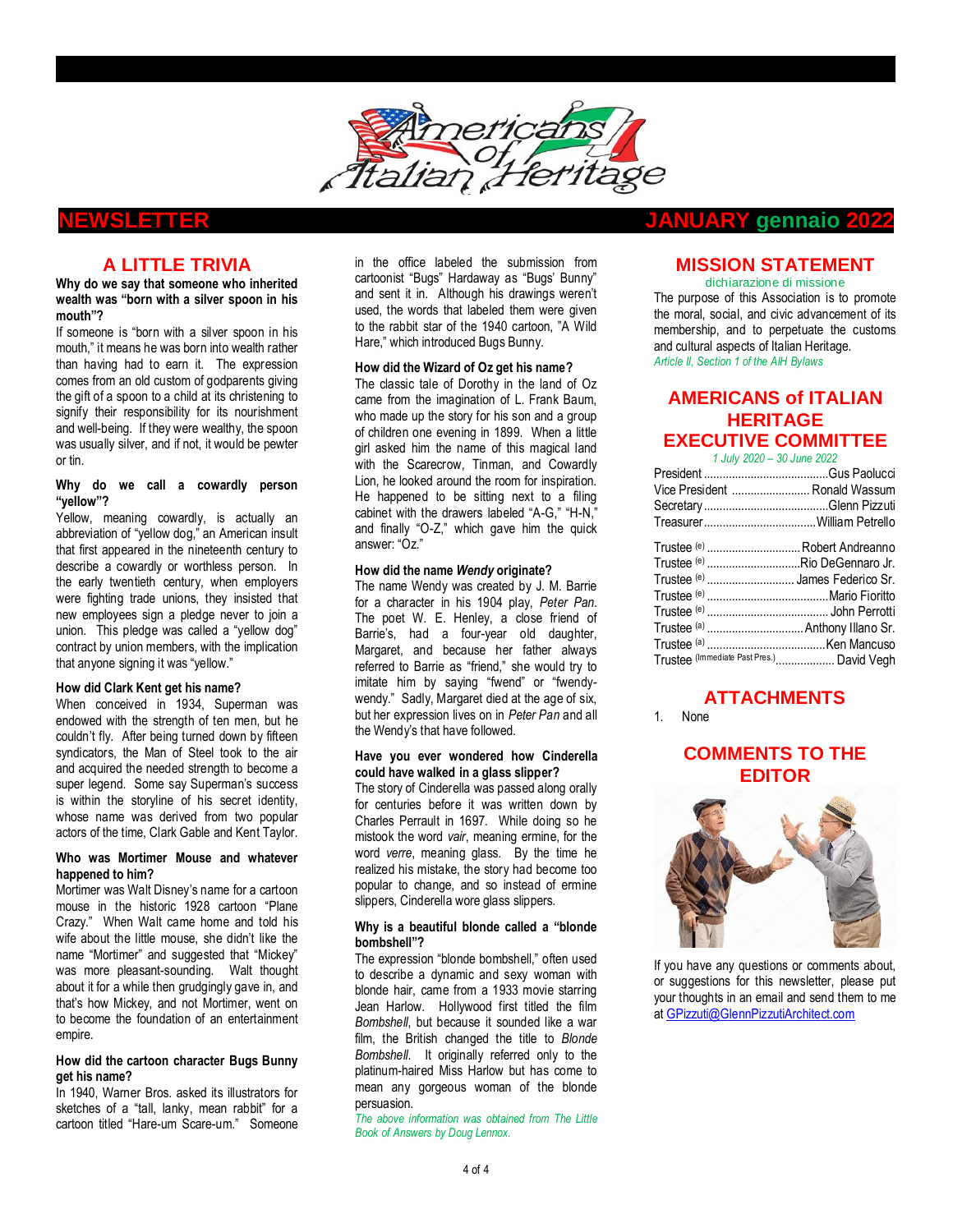# NEWSLETTER JANUARY gennaio 2022

## A LITTLE TRIVIA

**Why do we say that someone who inherited wealth was "born with a silver spoon in his mouth"?**

If someone is "born with a silver spoon in his mouth," it means he was born into wealth rather than having had to earn it. The expression comes from an old custom of godparents giving the gift of a spoon to a child at its christening to signify their responsibility for its nourishment and well-being. If they were wealthy, the spoon was usually silver, and if not, it would be pewter or tin.

**Why do we call a cowardly person "yellow"?**

Yellow, meaning cowardly, is actually an abbreviation of "yellow dog," an American insult that first appeared in the nineteenth century to describe a cowardly or worthless person. In the early twentieth century, when employers were fighting trade unions, they insisted that new employees sign a pledge never to join a union. This pledge was called a "yellow dog" contract by union members, with the implication that anyone signing it was "yellow."

**How did Clark Kent get his name?**

When conceived in 1934, Superman was endowed with the strength of ten men, but he couldn't fly. After being turned down by fifteen syndicators, the Man of Steel took to the air and acquired the needed strength to become a super legend. Some say Superman's success is within the storyline of his secret identity, whose name was derived from two popular actors of the time, Clark Gable and Kent Taylor.

**Who was Mortimer Mouse and whatever happened to him?**

Mortimer was Walt Disney's name for a cartoon mouse in the historic 1928 cartoon "Plane Crazy." When Walt came home and told his wife about the little mouse, she didn't like the name "Mortimer" and suggested that "Mickey" was more pleasant-sounding. Walt thought about it for a while then grudgingly gave in, and that's how Mickey, and not Mortimer, went on to become the foundation of an entertainment empire.

**How did the cartoon character Bugs Bunny get his name?**

In 1940, Warner Bros. asked its illustrators for sketches of a "tall, lanky, mean rabbit" for a cartoon titled "Hare-um Scare-um." Someone in the office labeled the submission from cartoonist "Bugs" Hardaway as "Bugs' Bunny" and sent it in. Although his drawings weren't used, the words that labeled them were given to the rabbit star of the 1940 cartoon, "A Wild Hare," which introduced Bugs Bunny.

**How did the Wizard of Oz get his name?**

The classic tale of Dorothy in the land of Oz came from the imagination of L. Frank Baum, who made up the story for his son and a group of children one evening in 1899. When a little girl asked him the name of this magical land with the Scarecrow, Tinman, and Cowardly Lion, he looked around the room for inspiration. He happened to be sitting next to a filing cabinet with the drawers labeled "A-G," "H-N," and finally "O-Z," which gave him the quick answer: "Oz."

**How did the name *Wendy* originate?**

The name Wendy was created by J. M. Barrie for a character in his 1904 play, *Peter Pan*. The poet W. E. Henley, a close friend of Barrie's, had a four-year old daughter, Margaret, and because her father always referred to Barrie as "friend," she would try to imitate him by saying "fwend" or "fwendy-wendy." Sadly, Margaret died at the age of six, but her expression lives on in *Peter Pan* and all the Wendy's that have followed.

**Have you ever wondered how Cinderella could have walked in a glass slipper?**

The story of Cinderella was passed along orally for centuries before it was written down by Charles Perrault in 1697. While doing so he mistook the word *vair*, meaning ermine, for the word *verre*, meaning glass. By the time he realized his mistake, the story had become too popular to change, and so instead of ermine slippers, Cinderella wore glass slippers.

**Why is a beautiful blonde called a "blonde bombshell"?**

The expression "blonde bombshell," often used to describe a dynamic and sexy woman with blonde hair, came from a 1933 movie starring Jean Harlow. Hollywood first titled the film *Bombshell*, but because it sounded like a war film, the British changed the title to *Blonde Bombshell*. It originally referred only to the platinum-haired Miss Harlow but has come to mean any gorgeous woman of the blonde persuasion.

*The above information was obtained from The Little Book of Answers by Doug Lennox.*

## MISSION STATEMENT

dichiarazione di missione

The purpose of this Association is to promote the moral, social, and civic advancement of its membership, and to perpetuate the customs and cultural aspects of Italian Heritage.

*Article II, Section 1 of the AIH Bylaws*

## AMERICANS of ITALIAN HERITAGE EXECUTIVE COMMITTEE

*1 July 2020 – 30 June 2022*

President ........ Gus Paolucci
Vice President ........ Ronald Wassum
Secretary ........ Glenn Pizzuti
Treasurer ........ William Petrello

Trustee [e] ........ Robert Andreanno
Trustee [e] ........ Rio DeGennaro Jr.
Trustee [e] ........ James Federico Sr.
Trustee [e] ........ Mario Fioritto
Trustee [e] ........ John Perrotti
Trustee [a] ........ Anthony Illano Sr.
Trustee [a] ........ Ken Mancuso
Trustee [Immediate Past Pres.] ........ David Vegh

## ATTACHMENTS

1. None

## COMMENTS TO THE EDITOR

If you have any questions or comments about, or suggestions for this newsletter, please put your thoughts in an email and send them to me at GPizzuti@GlennPizzutiArchitect.com